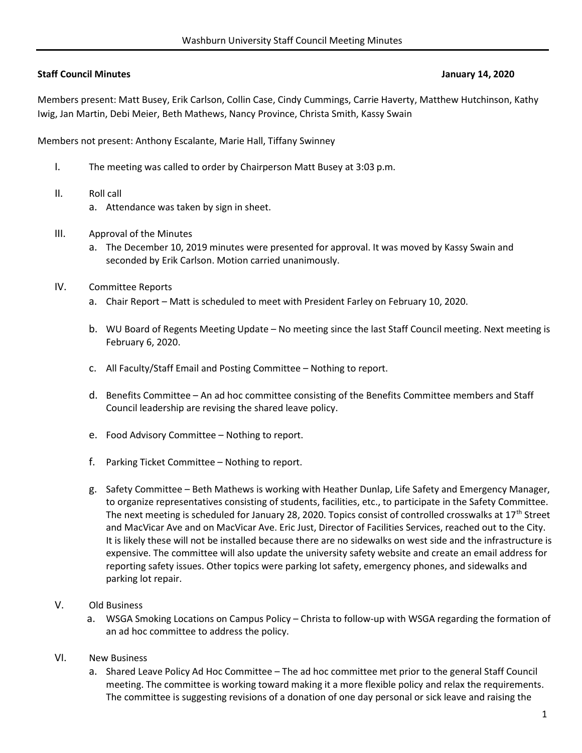**Staff Council Minutes** **January 14, 2020**

Members present: Matt Busey, Erik Carlson, Collin Case, Cindy Cummings, Carrie Haverty, Matthew Hutchinson, Kathy Iwig, Jan Martin, Debi Meier, Beth Mathews, Nancy Province, Christa Smith, Kassy Swain

Members not present: Anthony Escalante, Marie Hall, Tiffany Swinney

I. The meeting was called to order by Chairperson Matt Busey at 3:03 p.m.

II. Roll call
   a. Attendance was taken by sign in sheet.

III. Approval of the Minutes
   a. The December 10, 2019 minutes were presented for approval. It was moved by Kassy Swain and seconded by Erik Carlson. Motion carried unanimously.

IV. Committee Reports
   a. Chair Report – Matt is scheduled to meet with President Farley on February 10, 2020.

   b. WU Board of Regents Meeting Update – No meeting since the last Staff Council meeting. Next meeting is February 6, 2020.

   c. All Faculty/Staff Email and Posting Committee – Nothing to report.

   d. Benefits Committee – An ad hoc committee consisting of the Benefits Committee members and Staff Council leadership are revising the shared leave policy.

   e. Food Advisory Committee – Nothing to report.

   f. Parking Ticket Committee – Nothing to report.

   g. Safety Committee – Beth Mathews is working with Heather Dunlap, Life Safety and Emergency Manager, to organize representatives consisting of students, facilities, etc., to participate in the Safety Committee. The next meeting is scheduled for January 28, 2020. Topics consist of controlled crosswalks at 17th Street and MacVicar Ave and on MacVicar Ave. Eric Just, Director of Facilities Services, reached out to the City. It is likely these will not be installed because there are no sidewalks on west side and the infrastructure is expensive. The committee will also update the university safety website and create an email address for reporting safety issues. Other topics were parking lot safety, emergency phones, and sidewalks and parking lot repair.

V. Old Business
   a. WSGA Smoking Locations on Campus Policy – Christa to follow-up with WSGA regarding the formation of an ad hoc committee to address the policy.

VI. New Business
   a. Shared Leave Policy Ad Hoc Committee – The ad hoc committee met prior to the general Staff Council meeting. The committee is working toward making it a more flexible policy and relax the requirements. The committee is suggesting revisions of a donation of one day personal or sick leave and raising the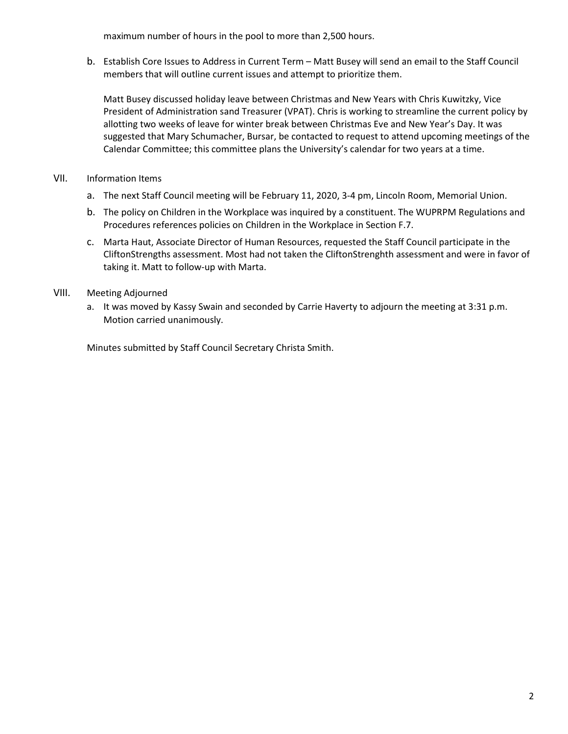maximum number of hours in the pool to more than 2,500 hours.

b. Establish Core Issues to Address in Current Term – Matt Busey will send an email to the Staff Council members that will outline current issues and attempt to prioritize them.

   Matt Busey discussed holiday leave between Christmas and New Years with Chris Kuwitzky, Vice President of Administration sand Treasurer (VPAT). Chris is working to streamline the current policy by allotting two weeks of leave for winter break between Christmas Eve and New Year's Day. It was suggested that Mary Schumacher, Bursar, be contacted to request to attend upcoming meetings of the Calendar Committee; this committee plans the University's calendar for two years at a time.

VII. Information Items

   a. The next Staff Council meeting will be February 11, 2020, 3-4 pm, Lincoln Room, Memorial Union.
   b. The policy on Children in the Workplace was inquired by a constituent. The WUPRPM Regulations and Procedures references policies on Children in the Workplace in Section F.7.
   c. Marta Haut, Associate Director of Human Resources, requested the Staff Council participate in the CliftonStrengths assessment. Most had not taken the CliftonStrenghth assessment and were in favor of taking it. Matt to follow-up with Marta.

VIII. Meeting Adjourned

   a. It was moved by Kassy Swain and seconded by Carrie Haverty to adjourn the meeting at 3:31 p.m. Motion carried unanimously.

Minutes submitted by Staff Council Secretary Christa Smith.